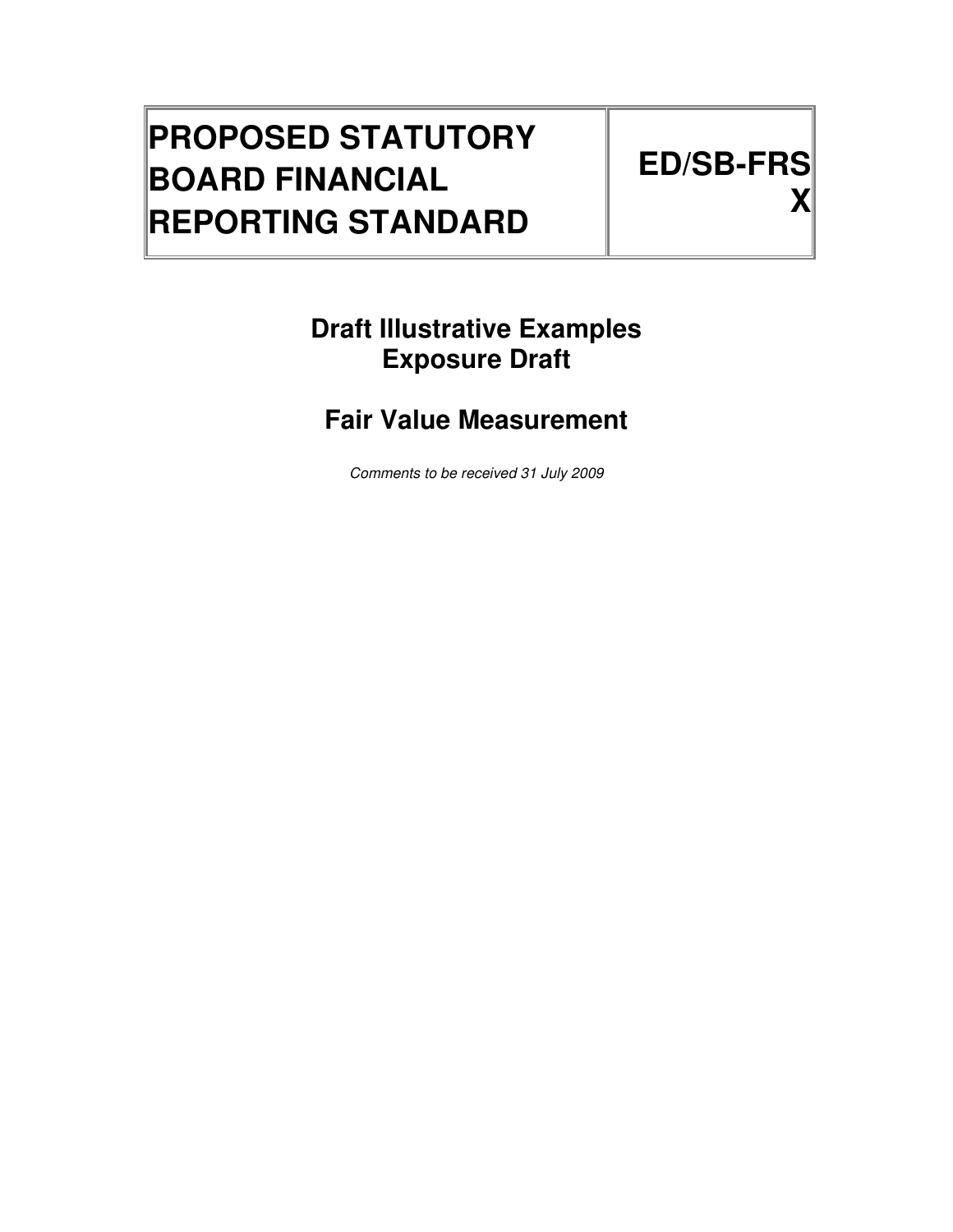| PROPOSED STATUTORY BOARD FINANCIAL REPORTING STANDARD | ED/SB-FRS X |
|---|---|

## Draft Illustrative Examples
## Exposure Draft

## Fair Value Measurement

*Comments to be received 31 July 2009*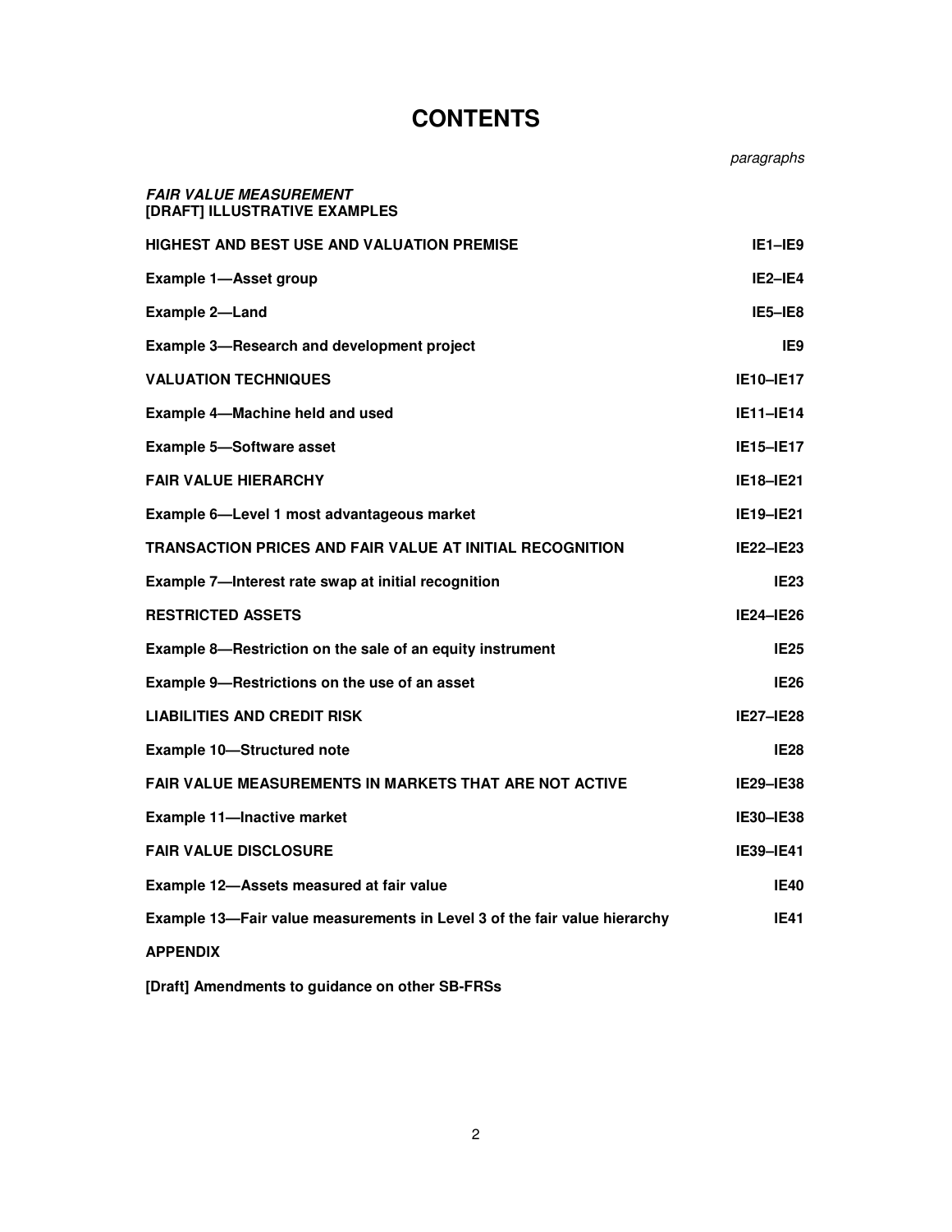# CONTENTS

*paragraphs*

***FAIR VALUE MEASUREMENT***
**[DRAFT] ILLUSTRATIVE EXAMPLES**

| | |
|---|---|
| **HIGHEST AND BEST USE AND VALUATION PREMISE** | **IE1–IE9** |
| **Example 1—Asset group** | **IE2–IE4** |
| **Example 2—Land** | **IE5–IE8** |
| **Example 3—Research and development project** | **IE9** |
| **VALUATION TECHNIQUES** | **IE10–IE17** |
| **Example 4—Machine held and used** | **IE11–IE14** |
| **Example 5—Software asset** | **IE15–IE17** |
| **FAIR VALUE HIERARCHY** | **IE18–IE21** |
| **Example 6—Level 1 most advantageous market** | **IE19–IE21** |
| **TRANSACTION PRICES AND FAIR VALUE AT INITIAL RECOGNITION** | **IE22–IE23** |
| **Example 7—Interest rate swap at initial recognition** | **IE23** |
| **RESTRICTED ASSETS** | **IE24–IE26** |
| **Example 8—Restriction on the sale of an equity instrument** | **IE25** |
| **Example 9—Restrictions on the use of an asset** | **IE26** |
| **LIABILITIES AND CREDIT RISK** | **IE27–IE28** |
| **Example 10—Structured note** | **IE28** |
| **FAIR VALUE MEASUREMENTS IN MARKETS THAT ARE NOT ACTIVE** | **IE29–IE38** |
| **Example 11—Inactive market** | **IE30–IE38** |
| **FAIR VALUE DISCLOSURE** | **IE39–IE41** |
| **Example 12—Assets measured at fair value** | **IE40** |
| **Example 13—Fair value measurements in Level 3 of the fair value hierarchy** | **IE41** |

**APPENDIX**

**[Draft] Amendments to guidance on other SB-FRSs**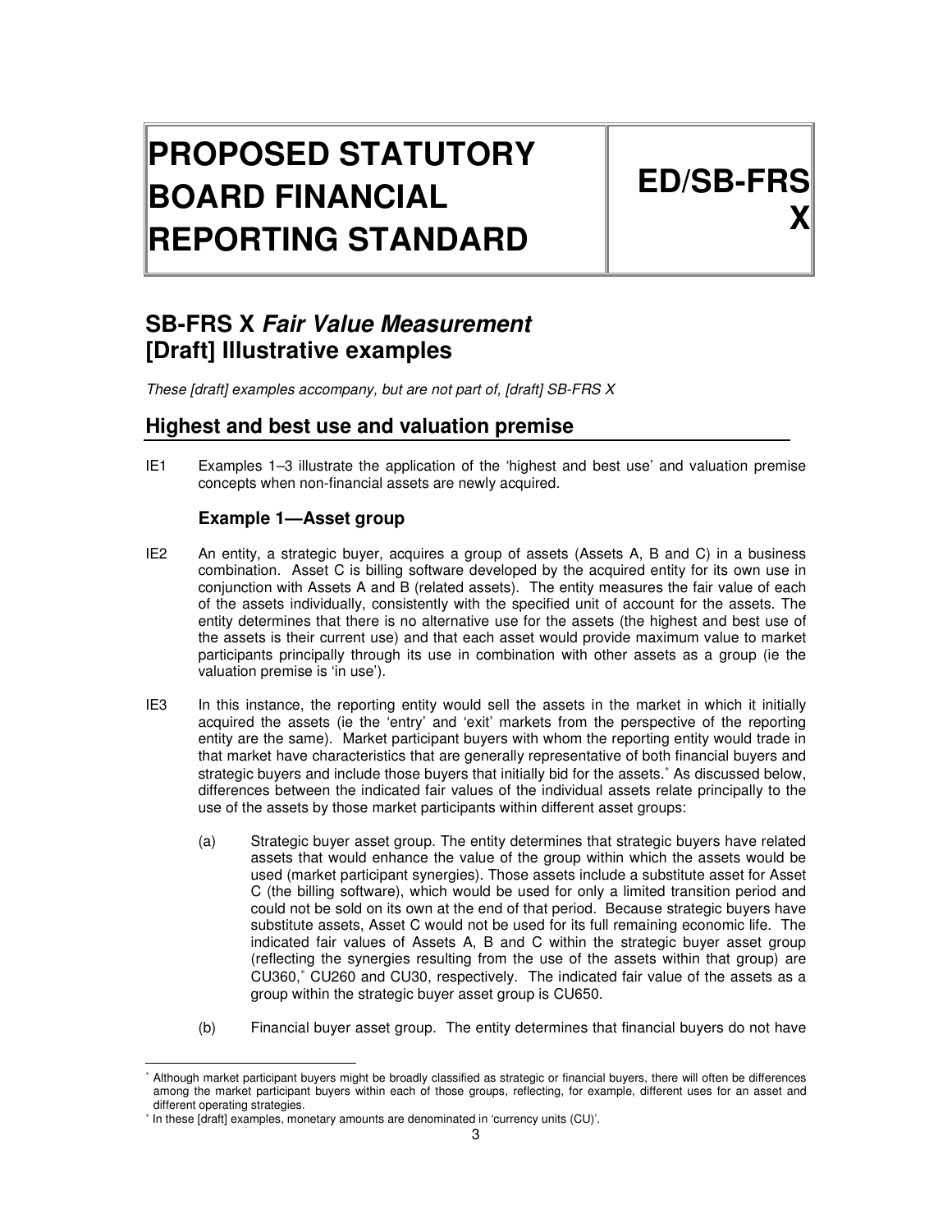# PROPOSED STATUTORY BOARD FINANCIAL REPORTING STANDARD

# ED/SB-FRS X

## SB-FRS X *Fair Value Measurement* [Draft] Illustrative examples

*These [draft] examples accompany, but are not part of, [draft] SB-FRS X*

## Highest and best use and valuation premise

IE1 Examples 1–3 illustrate the application of the 'highest and best use' and valuation premise concepts when non-financial assets are newly acquired.

### Example 1—Asset group

IE2 An entity, a strategic buyer, acquires a group of assets (Assets A, B and C) in a business combination. Asset C is billing software developed by the acquired entity for its own use in conjunction with Assets A and B (related assets). The entity measures the fair value of each of the assets individually, consistently with the specified unit of account for the assets. The entity determines that there is no alternative use for the assets (the highest and best use of the assets is their current use) and that each asset would provide maximum value to market participants principally through its use in combination with other assets as a group (ie the valuation premise is 'in use').

IE3 In this instance, the reporting entity would sell the assets in the market in which it initially acquired the assets (ie the 'entry' and 'exit' markets from the perspective of the reporting entity are the same). Market participant buyers with whom the reporting entity would trade in that market have characteristics that are generally representative of both financial buyers and strategic buyers and include those buyers that initially bid for the assets.* As discussed below, differences between the indicated fair values of the individual assets relate principally to the use of the assets by those market participants within different asset groups:

(a) Strategic buyer asset group. The entity determines that strategic buyers have related assets that would enhance the value of the group within which the assets would be used (market participant synergies). Those assets include a substitute asset for Asset C (the billing software), which would be used for only a limited transition period and could not be sold on its own at the end of that period. Because strategic buyers have substitute assets, Asset C would not be used for its full remaining economic life. The indicated fair values of Assets A, B and C within the strategic buyer asset group (reflecting the synergies resulting from the use of the assets within that group) are CU360,* CU260 and CU30, respectively. The indicated fair value of the assets as a group within the strategic buyer asset group is CU650.

(b) Financial buyer asset group. The entity determines that financial buyers do not have

---

* Although market participant buyers might be broadly classified as strategic or financial buyers, there will often be differences among the market participant buyers within each of those groups, reflecting, for example, different uses for an asset and different operating strategies.

* In these [draft] examples, monetary amounts are denominated in 'currency units (CU)'.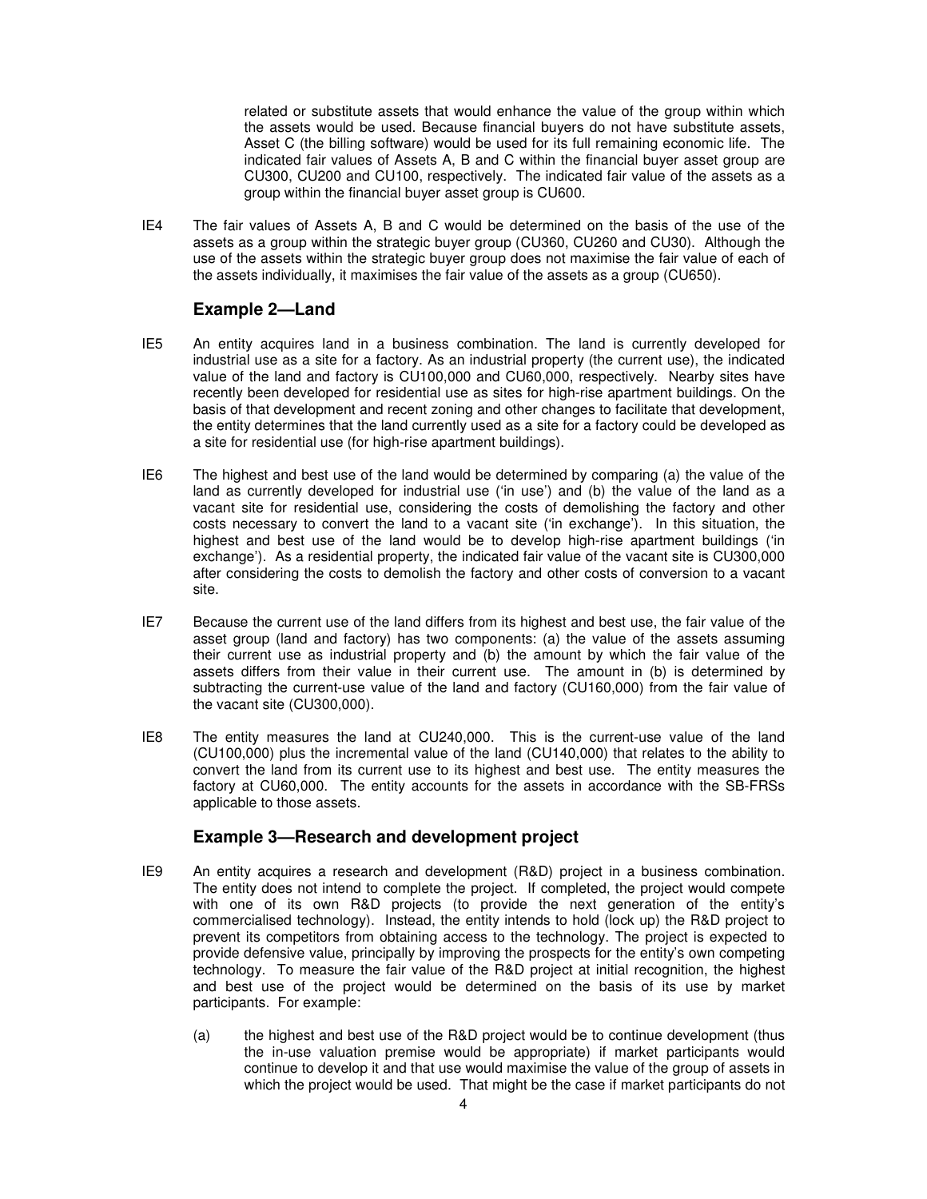related or substitute assets that would enhance the value of the group within which the assets would be used. Because financial buyers do not have substitute assets, Asset C (the billing software) would be used for its full remaining economic life. The indicated fair values of Assets A, B and C within the financial buyer asset group are CU300, CU200 and CU100, respectively. The indicated fair value of the assets as a group within the financial buyer asset group is CU600.

IE4 The fair values of Assets A, B and C would be determined on the basis of the use of the assets as a group within the strategic buyer group (CU360, CU260 and CU30). Although the use of the assets within the strategic buyer group does not maximise the fair value of each of the assets individually, it maximises the fair value of the assets as a group (CU650).

### Example 2—Land

IE5 An entity acquires land in a business combination. The land is currently developed for industrial use as a site for a factory. As an industrial property (the current use), the indicated value of the land and factory is CU100,000 and CU60,000, respectively. Nearby sites have recently been developed for residential use as sites for high-rise apartment buildings. On the basis of that development and recent zoning and other changes to facilitate that development, the entity determines that the land currently used as a site for a factory could be developed as a site for residential use (for high-rise apartment buildings).

IE6 The highest and best use of the land would be determined by comparing (a) the value of the land as currently developed for industrial use ('in use') and (b) the value of the land as a vacant site for residential use, considering the costs of demolishing the factory and other costs necessary to convert the land to a vacant site ('in exchange'). In this situation, the highest and best use of the land would be to develop high-rise apartment buildings ('in exchange'). As a residential property, the indicated fair value of the vacant site is CU300,000 after considering the costs to demolish the factory and other costs of conversion to a vacant site.

IE7 Because the current use of the land differs from its highest and best use, the fair value of the asset group (land and factory) has two components: (a) the value of the assets assuming their current use as industrial property and (b) the amount by which the fair value of the assets differs from their value in their current use. The amount in (b) is determined by subtracting the current-use value of the land and factory (CU160,000) from the fair value of the vacant site (CU300,000).

IE8 The entity measures the land at CU240,000. This is the current-use value of the land (CU100,000) plus the incremental value of the land (CU140,000) that relates to the ability to convert the land from its current use to its highest and best use. The entity measures the factory at CU60,000. The entity accounts for the assets in accordance with the SB-FRSs applicable to those assets.

### Example 3—Research and development project

IE9 An entity acquires a research and development (R&D) project in a business combination. The entity does not intend to complete the project. If completed, the project would compete with one of its own R&D projects (to provide the next generation of the entity's commercialised technology). Instead, the entity intends to hold (lock up) the R&D project to prevent its competitors from obtaining access to the technology. The project is expected to provide defensive value, principally by improving the prospects for the entity's own competing technology. To measure the fair value of the R&D project at initial recognition, the highest and best use of the project would be determined on the basis of its use by market participants. For example:

(a) the highest and best use of the R&D project would be to continue development (thus the in-use valuation premise would be appropriate) if market participants would continue to develop it and that use would maximise the value of the group of assets in which the project would be used. That might be the case if market participants do not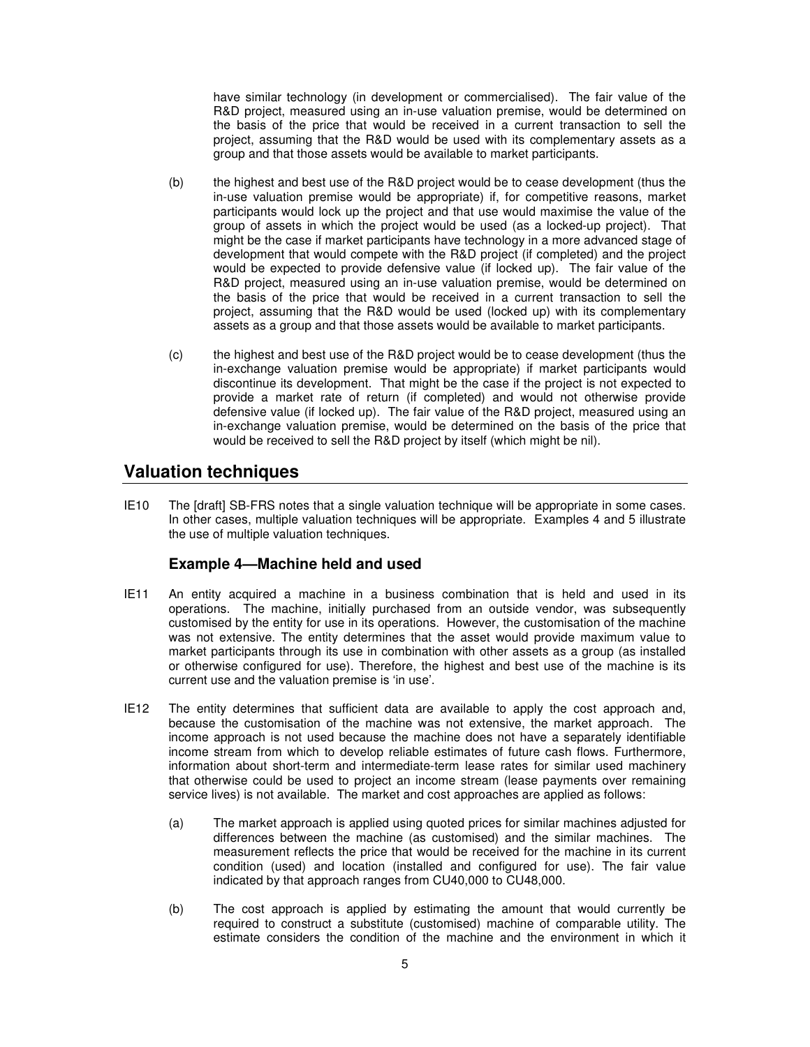have similar technology (in development or commercialised). The fair value of the R&D project, measured using an in-use valuation premise, would be determined on the basis of the price that would be received in a current transaction to sell the project, assuming that the R&D would be used with its complementary assets as a group and that those assets would be available to market participants.

(b) the highest and best use of the R&D project would be to cease development (thus the in-use valuation premise would be appropriate) if, for competitive reasons, market participants would lock up the project and that use would maximise the value of the group of assets in which the project would be used (as a locked-up project). That might be the case if market participants have technology in a more advanced stage of development that would compete with the R&D project (if completed) and the project would be expected to provide defensive value (if locked up). The fair value of the R&D project, measured using an in-use valuation premise, would be determined on the basis of the price that would be received in a current transaction to sell the project, assuming that the R&D would be used (locked up) with its complementary assets as a group and that those assets would be available to market participants.

(c) the highest and best use of the R&D project would be to cease development (thus the in-exchange valuation premise would be appropriate) if market participants would discontinue its development. That might be the case if the project is not expected to provide a market rate of return (if completed) and would not otherwise provide defensive value (if locked up). The fair value of the R&D project, measured using an in-exchange valuation premise, would be determined on the basis of the price that would be received to sell the R&D project by itself (which might be nil).

## Valuation techniques

IE10 The [draft] SB-FRS notes that a single valuation technique will be appropriate in some cases. In other cases, multiple valuation techniques will be appropriate. Examples 4 and 5 illustrate the use of multiple valuation techniques.

### Example 4—Machine held and used

IE11 An entity acquired a machine in a business combination that is held and used in its operations. The machine, initially purchased from an outside vendor, was subsequently customised by the entity for use in its operations. However, the customisation of the machine was not extensive. The entity determines that the asset would provide maximum value to market participants through its use in combination with other assets as a group (as installed or otherwise configured for use). Therefore, the highest and best use of the machine is its current use and the valuation premise is 'in use'.

IE12 The entity determines that sufficient data are available to apply the cost approach and, because the customisation of the machine was not extensive, the market approach. The income approach is not used because the machine does not have a separately identifiable income stream from which to develop reliable estimates of future cash flows. Furthermore, information about short-term and intermediate-term lease rates for similar used machinery that otherwise could be used to project an income stream (lease payments over remaining service lives) is not available. The market and cost approaches are applied as follows:

(a) The market approach is applied using quoted prices for similar machines adjusted for differences between the machine (as customised) and the similar machines. The measurement reflects the price that would be received for the machine in its current condition (used) and location (installed and configured for use). The fair value indicated by that approach ranges from CU40,000 to CU48,000.

(b) The cost approach is applied by estimating the amount that would currently be required to construct a substitute (customised) machine of comparable utility. The estimate considers the condition of the machine and the environment in which it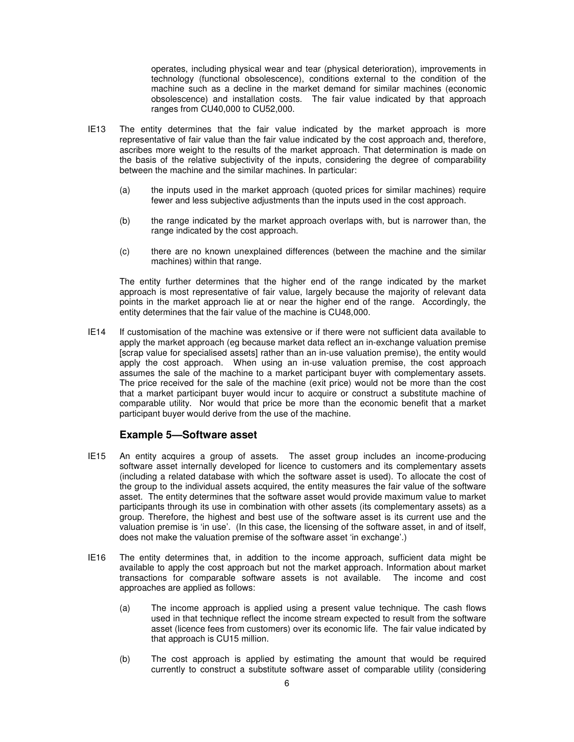operates, including physical wear and tear (physical deterioration), improvements in technology (functional obsolescence), conditions external to the condition of the machine such as a decline in the market demand for similar machines (economic obsolescence) and installation costs. The fair value indicated by that approach ranges from CU40,000 to CU52,000.

IE13 The entity determines that the fair value indicated by the market approach is more representative of fair value than the fair value indicated by the cost approach and, therefore, ascribes more weight to the results of the market approach. That determination is made on the basis of the relative subjectivity of the inputs, considering the degree of comparability between the machine and the similar machines. In particular:

(a) the inputs used in the market approach (quoted prices for similar machines) require fewer and less subjective adjustments than the inputs used in the cost approach.

(b) the range indicated by the market approach overlaps with, but is narrower than, the range indicated by the cost approach.

(c) there are no known unexplained differences (between the machine and the similar machines) within that range.

The entity further determines that the higher end of the range indicated by the market approach is most representative of fair value, largely because the majority of relevant data points in the market approach lie at or near the higher end of the range. Accordingly, the entity determines that the fair value of the machine is CU48,000.

IE14 If customisation of the machine was extensive or if there were not sufficient data available to apply the market approach (eg because market data reflect an in-exchange valuation premise [scrap value for specialised assets] rather than an in-use valuation premise), the entity would apply the cost approach. When using an in-use valuation premise, the cost approach assumes the sale of the machine to a market participant buyer with complementary assets. The price received for the sale of the machine (exit price) would not be more than the cost that a market participant buyer would incur to acquire or construct a substitute machine of comparable utility. Nor would that price be more than the economic benefit that a market participant buyer would derive from the use of the machine.

### Example 5—Software asset

IE15 An entity acquires a group of assets. The asset group includes an income-producing software asset internally developed for licence to customers and its complementary assets (including a related database with which the software asset is used). To allocate the cost of the group to the individual assets acquired, the entity measures the fair value of the software asset. The entity determines that the software asset would provide maximum value to market participants through its use in combination with other assets (its complementary assets) as a group. Therefore, the highest and best use of the software asset is its current use and the valuation premise is 'in use'. (In this case, the licensing of the software asset, in and of itself, does not make the valuation premise of the software asset 'in exchange'.)

IE16 The entity determines that, in addition to the income approach, sufficient data might be available to apply the cost approach but not the market approach. Information about market transactions for comparable software assets is not available. The income and cost approaches are applied as follows:

(a) The income approach is applied using a present value technique. The cash flows used in that technique reflect the income stream expected to result from the software asset (licence fees from customers) over its economic life. The fair value indicated by that approach is CU15 million.

(b) The cost approach is applied by estimating the amount that would be required currently to construct a substitute software asset of comparable utility (considering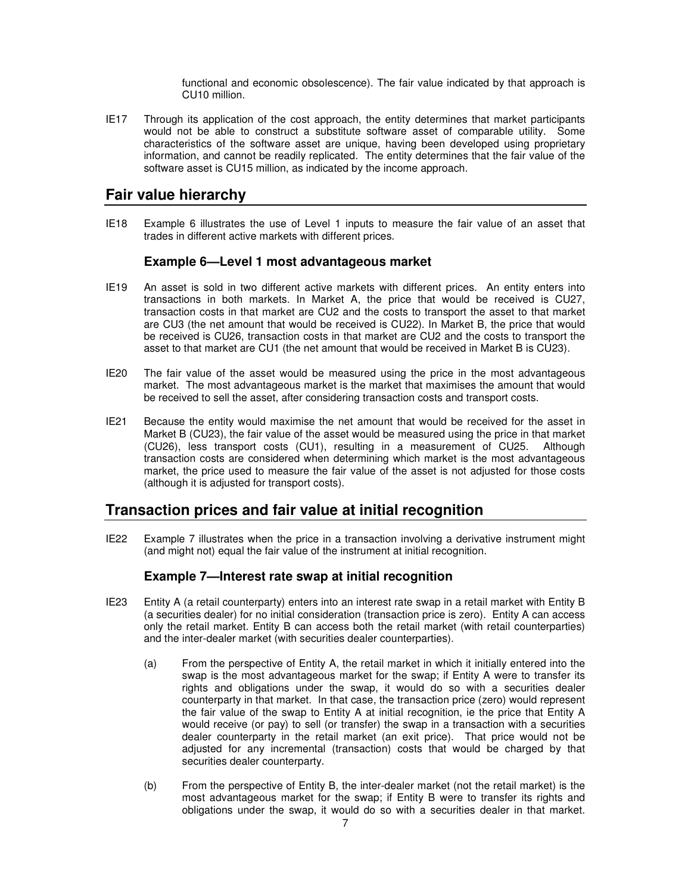functional and economic obsolescence). The fair value indicated by that approach is CU10 million.

IE17 Through its application of the cost approach, the entity determines that market participants would not be able to construct a substitute software asset of comparable utility. Some characteristics of the software asset are unique, having been developed using proprietary information, and cannot be readily replicated. The entity determines that the fair value of the software asset is CU15 million, as indicated by the income approach.

## Fair value hierarchy

IE18 Example 6 illustrates the use of Level 1 inputs to measure the fair value of an asset that trades in different active markets with different prices.

### Example 6—Level 1 most advantageous market

IE19 An asset is sold in two different active markets with different prices. An entity enters into transactions in both markets. In Market A, the price that would be received is CU27, transaction costs in that market are CU2 and the costs to transport the asset to that market are CU3 (the net amount that would be received is CU22). In Market B, the price that would be received is CU26, transaction costs in that market are CU2 and the costs to transport the asset to that market are CU1 (the net amount that would be received in Market B is CU23).

IE20 The fair value of the asset would be measured using the price in the most advantageous market. The most advantageous market is the market that maximises the amount that would be received to sell the asset, after considering transaction costs and transport costs.

IE21 Because the entity would maximise the net amount that would be received for the asset in Market B (CU23), the fair value of the asset would be measured using the price in that market (CU26), less transport costs (CU1), resulting in a measurement of CU25. Although transaction costs are considered when determining which market is the most advantageous market, the price used to measure the fair value of the asset is not adjusted for those costs (although it is adjusted for transport costs).

## Transaction prices and fair value at initial recognition

IE22 Example 7 illustrates when the price in a transaction involving a derivative instrument might (and might not) equal the fair value of the instrument at initial recognition.

### Example 7—Interest rate swap at initial recognition

IE23 Entity A (a retail counterparty) enters into an interest rate swap in a retail market with Entity B (a securities dealer) for no initial consideration (transaction price is zero). Entity A can access only the retail market. Entity B can access both the retail market (with retail counterparties) and the inter-dealer market (with securities dealer counterparties).

(a) From the perspective of Entity A, the retail market in which it initially entered into the swap is the most advantageous market for the swap; if Entity A were to transfer its rights and obligations under the swap, it would do so with a securities dealer counterparty in that market. In that case, the transaction price (zero) would represent the fair value of the swap to Entity A at initial recognition, ie the price that Entity A would receive (or pay) to sell (or transfer) the swap in a transaction with a securities dealer counterparty in the retail market (an exit price). That price would not be adjusted for any incremental (transaction) costs that would be charged by that securities dealer counterparty.

(b) From the perspective of Entity B, the inter-dealer market (not the retail market) is the most advantageous market for the swap; if Entity B were to transfer its rights and obligations under the swap, it would do so with a securities dealer in that market.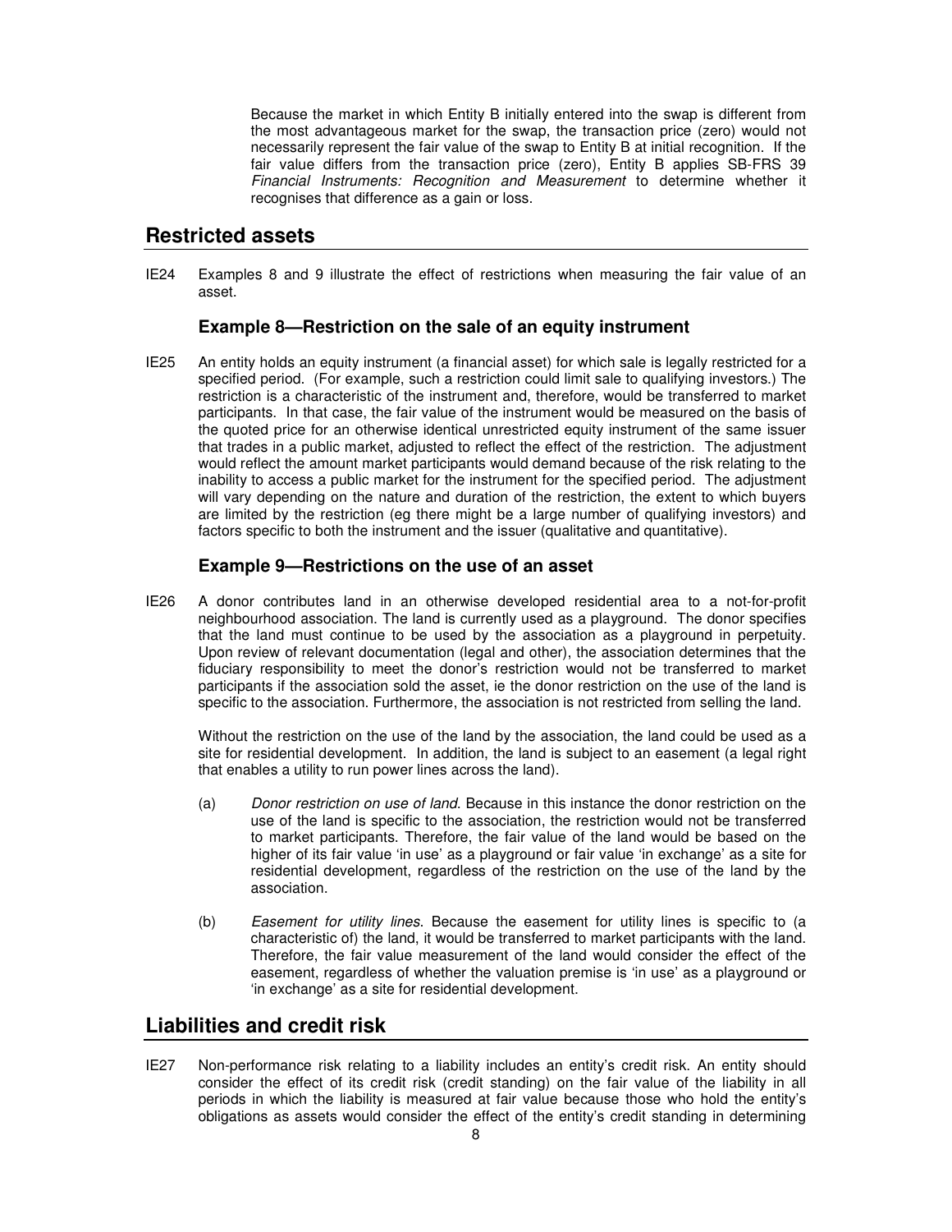Because the market in which Entity B initially entered into the swap is different from the most advantageous market for the swap, the transaction price (zero) would not necessarily represent the fair value of the swap to Entity B at initial recognition. If the fair value differs from the transaction price (zero), Entity B applies SB-FRS 39 *Financial Instruments: Recognition and Measurement* to determine whether it recognises that difference as a gain or loss.

## Restricted assets

IE24 Examples 8 and 9 illustrate the effect of restrictions when measuring the fair value of an asset.

### Example 8—Restriction on the sale of an equity instrument

IE25 An entity holds an equity instrument (a financial asset) for which sale is legally restricted for a specified period. (For example, such a restriction could limit sale to qualifying investors.) The restriction is a characteristic of the instrument and, therefore, would be transferred to market participants. In that case, the fair value of the instrument would be measured on the basis of the quoted price for an otherwise identical unrestricted equity instrument of the same issuer that trades in a public market, adjusted to reflect the effect of the restriction. The adjustment would reflect the amount market participants would demand because of the risk relating to the inability to access a public market for the instrument for the specified period. The adjustment will vary depending on the nature and duration of the restriction, the extent to which buyers are limited by the restriction (eg there might be a large number of qualifying investors) and factors specific to both the instrument and the issuer (qualitative and quantitative).

### Example 9—Restrictions on the use of an asset

IE26 A donor contributes land in an otherwise developed residential area to a not-for-profit neighbourhood association. The land is currently used as a playground. The donor specifies that the land must continue to be used by the association as a playground in perpetuity. Upon review of relevant documentation (legal and other), the association determines that the fiduciary responsibility to meet the donor's restriction would not be transferred to market participants if the association sold the asset, ie the donor restriction on the use of the land is specific to the association. Furthermore, the association is not restricted from selling the land.

Without the restriction on the use of the land by the association, the land could be used as a site for residential development. In addition, the land is subject to an easement (a legal right that enables a utility to run power lines across the land).

(a) *Donor restriction on use of land*. Because in this instance the donor restriction on the use of the land is specific to the association, the restriction would not be transferred to market participants. Therefore, the fair value of the land would be based on the higher of its fair value 'in use' as a playground or fair value 'in exchange' as a site for residential development, regardless of the restriction on the use of the land by the association.

(b) *Easement for utility lines*. Because the easement for utility lines is specific to (a characteristic of) the land, it would be transferred to market participants with the land. Therefore, the fair value measurement of the land would consider the effect of the easement, regardless of whether the valuation premise is 'in use' as a playground or 'in exchange' as a site for residential development.

## Liabilities and credit risk

IE27 Non-performance risk relating to a liability includes an entity's credit risk. An entity should consider the effect of its credit risk (credit standing) on the fair value of the liability in all periods in which the liability is measured at fair value because those who hold the entity's obligations as assets would consider the effect of the entity's credit standing in determining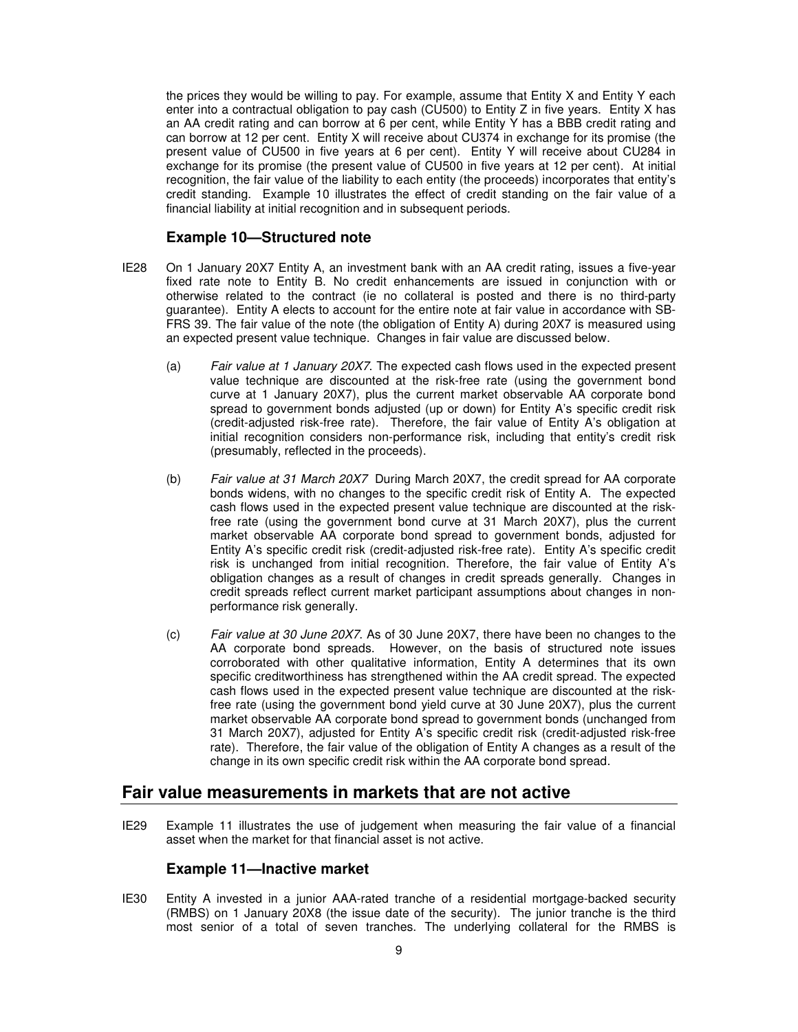the prices they would be willing to pay. For example, assume that Entity X and Entity Y each enter into a contractual obligation to pay cash (CU500) to Entity Z in five years. Entity X has an AA credit rating and can borrow at 6 per cent, while Entity Y has a BBB credit rating and can borrow at 12 per cent. Entity X will receive about CU374 in exchange for its promise (the present value of CU500 in five years at 6 per cent). Entity Y will receive about CU284 in exchange for its promise (the present value of CU500 in five years at 12 per cent). At initial recognition, the fair value of the liability to each entity (the proceeds) incorporates that entity's credit standing. Example 10 illustrates the effect of credit standing on the fair value of a financial liability at initial recognition and in subsequent periods.

### Example 10—Structured note

IE28 On 1 January 20X7 Entity A, an investment bank with an AA credit rating, issues a five-year fixed rate note to Entity B. No credit enhancements are issued in conjunction with or otherwise related to the contract (ie no collateral is posted and there is no third-party guarantee). Entity A elects to account for the entire note at fair value in accordance with SB-FRS 39. The fair value of the note (the obligation of Entity A) during 20X7 is measured using an expected present value technique. Changes in fair value are discussed below.

(a) *Fair value at 1 January 20X7*. The expected cash flows used in the expected present value technique are discounted at the risk-free rate (using the government bond curve at 1 January 20X7), plus the current market observable AA corporate bond spread to government bonds adjusted (up or down) for Entity A's specific credit risk (credit-adjusted risk-free rate). Therefore, the fair value of Entity A's obligation at initial recognition considers non-performance risk, including that entity's credit risk (presumably, reflected in the proceeds).

(b) *Fair value at 31 March 20X7* During March 20X7, the credit spread for AA corporate bonds widens, with no changes to the specific credit risk of Entity A. The expected cash flows used in the expected present value technique are discounted at the risk-free rate (using the government bond curve at 31 March 20X7), plus the current market observable AA corporate bond spread to government bonds, adjusted for Entity A's specific credit risk (credit-adjusted risk-free rate). Entity A's specific credit risk is unchanged from initial recognition. Therefore, the fair value of Entity A's obligation changes as a result of changes in credit spreads generally. Changes in credit spreads reflect current market participant assumptions about changes in non-performance risk generally.

(c) *Fair value at 30 June 20X7.* As of 30 June 20X7, there have been no changes to the AA corporate bond spreads. However, on the basis of structured note issues corroborated with other qualitative information, Entity A determines that its own specific creditworthiness has strengthened within the AA credit spread. The expected cash flows used in the expected present value technique are discounted at the risk-free rate (using the government bond yield curve at 30 June 20X7), plus the current market observable AA corporate bond spread to government bonds (unchanged from 31 March 20X7), adjusted for Entity A's specific credit risk (credit-adjusted risk-free rate). Therefore, the fair value of the obligation of Entity A changes as a result of the change in its own specific credit risk within the AA corporate bond spread.

## Fair value measurements in markets that are not active

IE29 Example 11 illustrates the use of judgement when measuring the fair value of a financial asset when the market for that financial asset is not active.

### Example 11—Inactive market

IE30 Entity A invested in a junior AAA-rated tranche of a residential mortgage-backed security (RMBS) on 1 January 20X8 (the issue date of the security). The junior tranche is the third most senior of a total of seven tranches. The underlying collateral for the RMBS is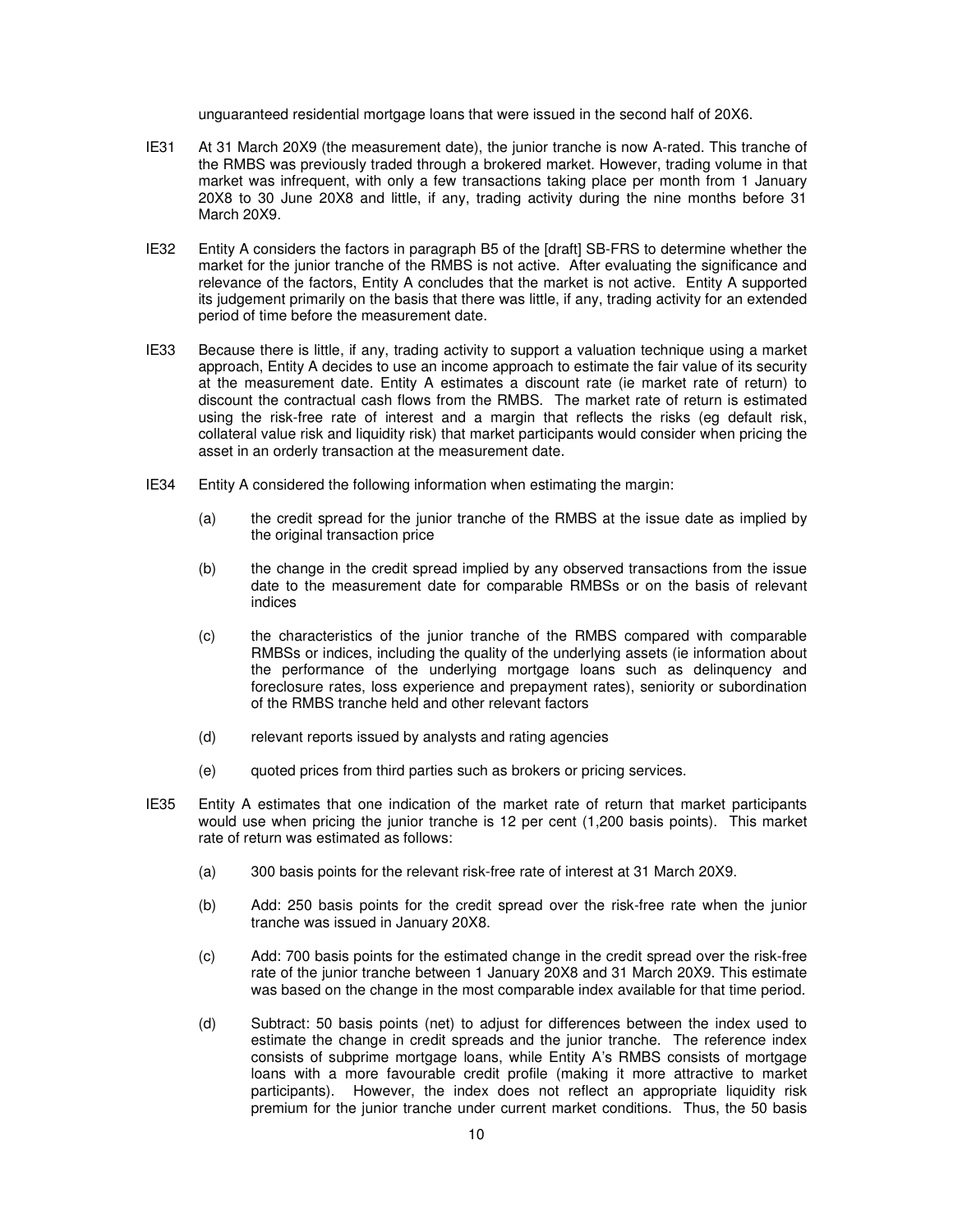unguaranteed residential mortgage loans that were issued in the second half of 20X6.

IE31 At 31 March 20X9 (the measurement date), the junior tranche is now A-rated. This tranche of the RMBS was previously traded through a brokered market. However, trading volume in that market was infrequent, with only a few transactions taking place per month from 1 January 20X8 to 30 June 20X8 and little, if any, trading activity during the nine months before 31 March 20X9.

IE32 Entity A considers the factors in paragraph B5 of the [draft] SB-FRS to determine whether the market for the junior tranche of the RMBS is not active. After evaluating the significance and relevance of the factors, Entity A concludes that the market is not active. Entity A supported its judgement primarily on the basis that there was little, if any, trading activity for an extended period of time before the measurement date.

IE33 Because there is little, if any, trading activity to support a valuation technique using a market approach, Entity A decides to use an income approach to estimate the fair value of its security at the measurement date. Entity A estimates a discount rate (ie market rate of return) to discount the contractual cash flows from the RMBS. The market rate of return is estimated using the risk-free rate of interest and a margin that reflects the risks (eg default risk, collateral value risk and liquidity risk) that market participants would consider when pricing the asset in an orderly transaction at the measurement date.

IE34 Entity A considered the following information when estimating the margin:

(a) the credit spread for the junior tranche of the RMBS at the issue date as implied by the original transaction price

(b) the change in the credit spread implied by any observed transactions from the issue date to the measurement date for comparable RMBSs or on the basis of relevant indices

(c) the characteristics of the junior tranche of the RMBS compared with comparable RMBSs or indices, including the quality of the underlying assets (ie information about the performance of the underlying mortgage loans such as delinquency and foreclosure rates, loss experience and prepayment rates), seniority or subordination of the RMBS tranche held and other relevant factors

(d) relevant reports issued by analysts and rating agencies

(e) quoted prices from third parties such as brokers or pricing services.

IE35 Entity A estimates that one indication of the market rate of return that market participants would use when pricing the junior tranche is 12 per cent (1,200 basis points). This market rate of return was estimated as follows:

(a) 300 basis points for the relevant risk-free rate of interest at 31 March 20X9.

(b) Add: 250 basis points for the credit spread over the risk-free rate when the junior tranche was issued in January 20X8.

(c) Add: 700 basis points for the estimated change in the credit spread over the risk-free rate of the junior tranche between 1 January 20X8 and 31 March 20X9. This estimate was based on the change in the most comparable index available for that time period.

(d) Subtract: 50 basis points (net) to adjust for differences between the index used to estimate the change in credit spreads and the junior tranche. The reference index consists of subprime mortgage loans, while Entity A's RMBS consists of mortgage loans with a more favourable credit profile (making it more attractive to market participants). However, the index does not reflect an appropriate liquidity risk premium for the junior tranche under current market conditions. Thus, the 50 basis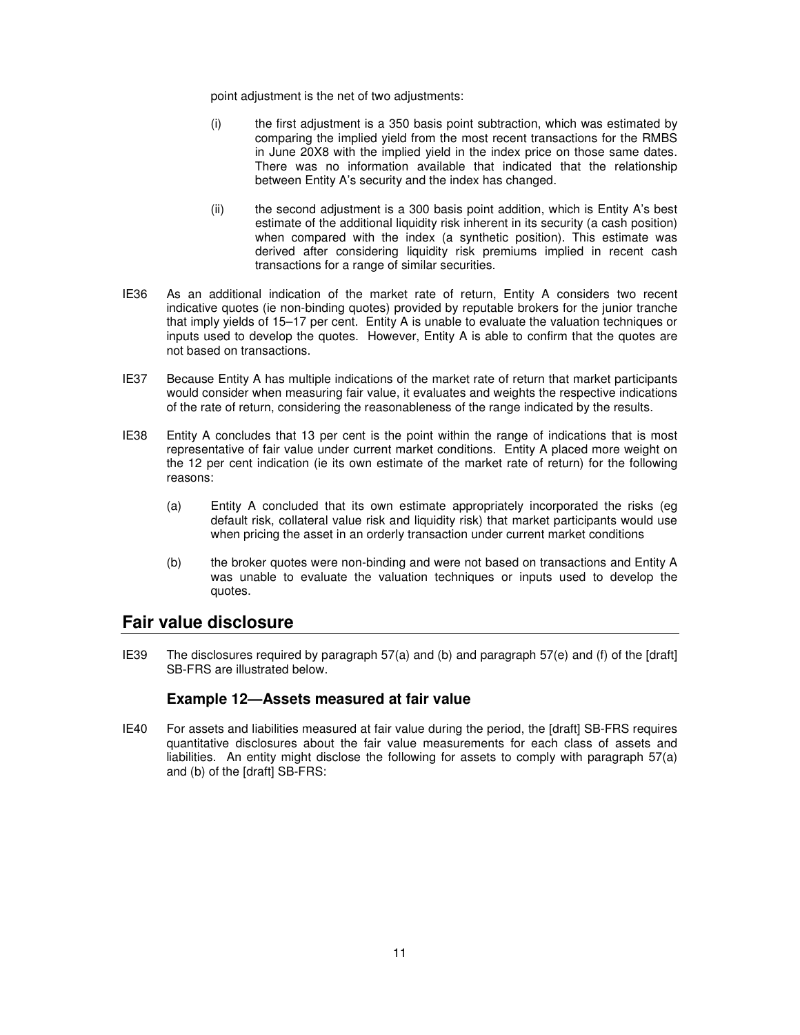point adjustment is the net of two adjustments:

(i) the first adjustment is a 350 basis point subtraction, which was estimated by comparing the implied yield from the most recent transactions for the RMBS in June 20X8 with the implied yield in the index price on those same dates. There was no information available that indicated that the relationship between Entity A's security and the index has changed.

(ii) the second adjustment is a 300 basis point addition, which is Entity A's best estimate of the additional liquidity risk inherent in its security (a cash position) when compared with the index (a synthetic position). This estimate was derived after considering liquidity risk premiums implied in recent cash transactions for a range of similar securities.

IE36 As an additional indication of the market rate of return, Entity A considers two recent indicative quotes (ie non-binding quotes) provided by reputable brokers for the junior tranche that imply yields of 15–17 per cent. Entity A is unable to evaluate the valuation techniques or inputs used to develop the quotes. However, Entity A is able to confirm that the quotes are not based on transactions.

IE37 Because Entity A has multiple indications of the market rate of return that market participants would consider when measuring fair value, it evaluates and weights the respective indications of the rate of return, considering the reasonableness of the range indicated by the results.

IE38 Entity A concludes that 13 per cent is the point within the range of indications that is most representative of fair value under current market conditions. Entity A placed more weight on the 12 per cent indication (ie its own estimate of the market rate of return) for the following reasons:

(a) Entity A concluded that its own estimate appropriately incorporated the risks (eg default risk, collateral value risk and liquidity risk) that market participants would use when pricing the asset in an orderly transaction under current market conditions

(b) the broker quotes were non-binding and were not based on transactions and Entity A was unable to evaluate the valuation techniques or inputs used to develop the quotes.

## Fair value disclosure

IE39 The disclosures required by paragraph 57(a) and (b) and paragraph 57(e) and (f) of the [draft] SB-FRS are illustrated below.

### Example 12—Assets measured at fair value

IE40 For assets and liabilities measured at fair value during the period, the [draft] SB-FRS requires quantitative disclosures about the fair value measurements for each class of assets and liabilities. An entity might disclose the following for assets to comply with paragraph 57(a) and (b) of the [draft] SB-FRS: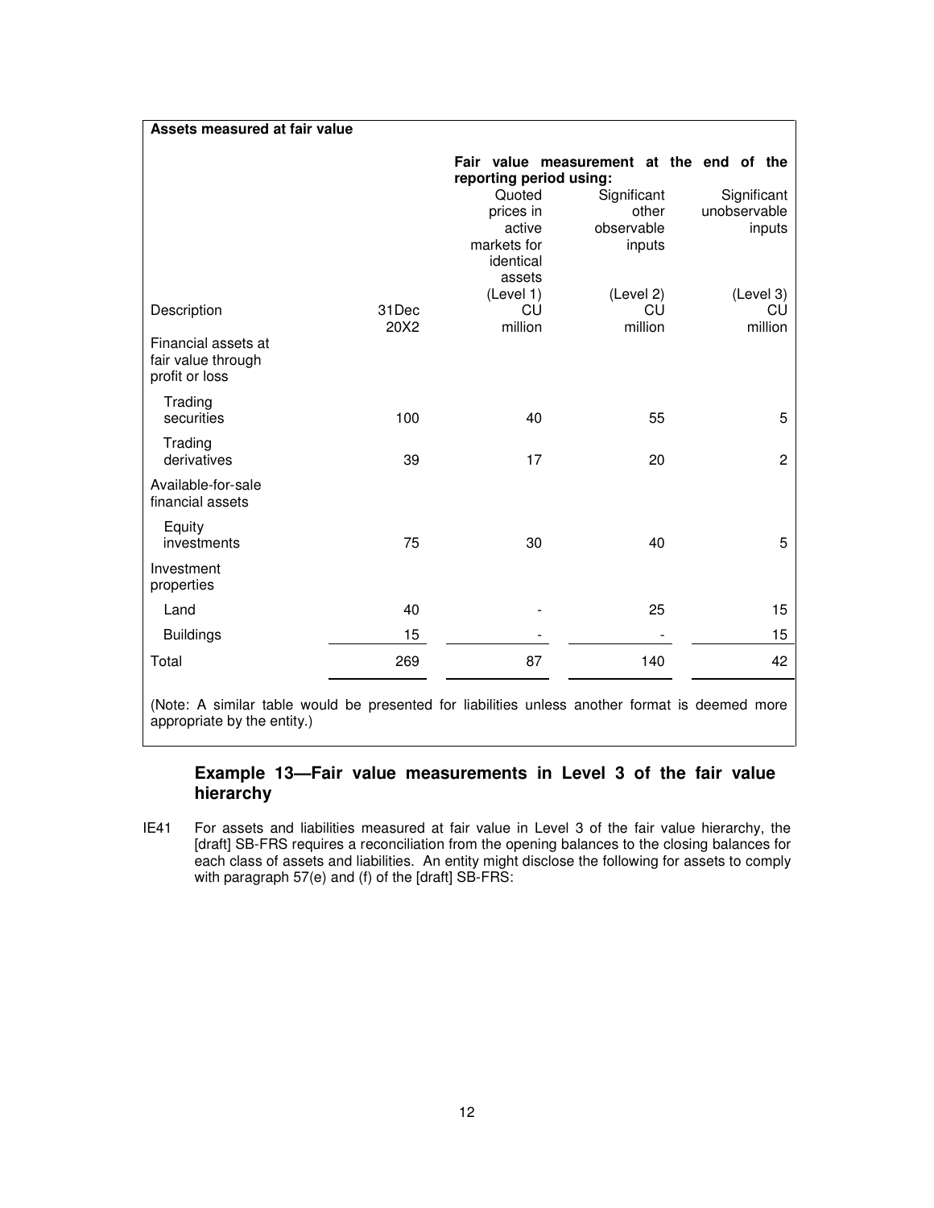**Assets measured at fair value**

| | | Fair value measurement at the end of the reporting period using: | | |
|---|---|---|---|---|
| | | Quoted prices in active markets for identical assets | Significant other observable inputs | Significant unobservable inputs |
| Description | 31Dec 20X2 | (Level 1) CU million | (Level 2) CU million | (Level 3) CU million |
| Financial assets at fair value through profit or loss | | | | |
| Trading securities | 100 | 40 | 55 | 5 |
| Trading derivatives | 39 | 17 | 20 | 2 |
| Available-for-sale financial assets | | | | |
| Equity investments | 75 | 30 | 40 | 5 |
| Investment properties | | | | |
| Land | 40 | - | 25 | 15 |
| Buildings | 15 | - | - | 15 |
| Total | 269 | 87 | 140 | 42 |

(Note: A similar table would be presented for liabilities unless another format is deemed more appropriate by the entity.)

### Example 13—Fair value measurements in Level 3 of the fair value hierarchy

IE41 For assets and liabilities measured at fair value in Level 3 of the fair value hierarchy, the [draft] SB-FRS requires a reconciliation from the opening balances to the closing balances for each class of assets and liabilities. An entity might disclose the following for assets to comply with paragraph 57(e) and (f) of the [draft] SB-FRS: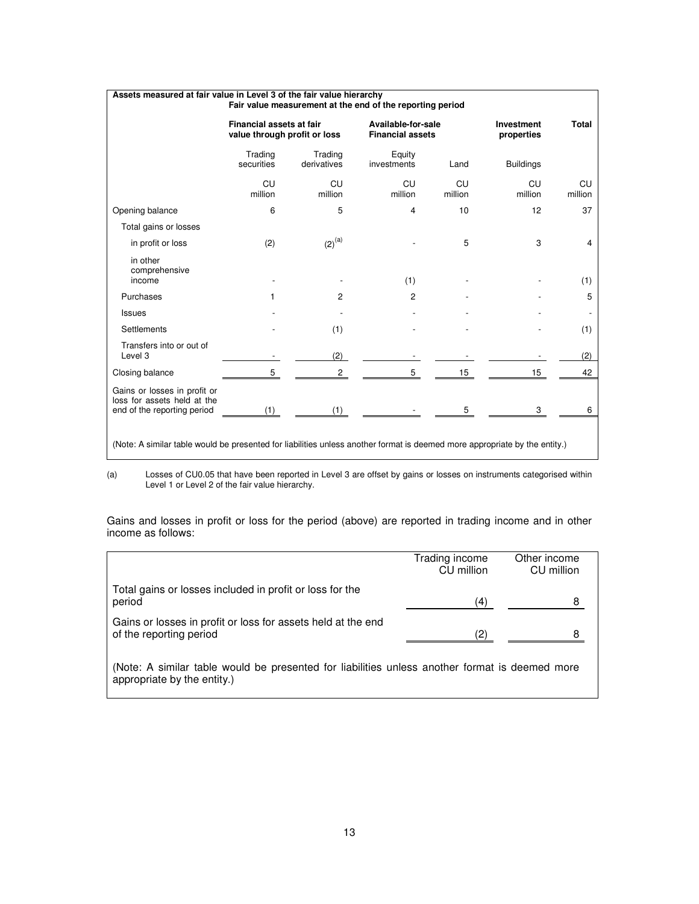**Assets measured at fair value in Level 3 of the fair value hierarchy**

| | Fair value measurement at the end of the reporting period | | | | | |
|---|---|---|---|---|---|---|
| | **Financial assets at fair value through profit or loss** | | **Available-for-sale Financial assets** | | **Investment properties** | **Total** |
| | Trading securities | Trading derivatives | Equity investments | Land | Buildings | |
| | CU million | CU million | CU million | CU million | CU million | CU million |
| Opening balance | 6 | 5 | 4 | 10 | 12 | 37 |
| Total gains or losses | | | | | | |
| in profit or loss | (2) | (2)[(a)] | - | 5 | 3 | 4 |
| in other comprehensive income | - | - | (1) | - | - | (1) |
| Purchases | 1 | 2 | 2 | - | - | 5 |
| Issues | - | - | - | - | - | - |
| Settlements | - | (1) | - | - | - | (1) |
| Transfers into or out of Level 3 | - | (2) | - | - | - | (2) |
| Closing balance | 5 | 2 | 5 | 15 | 15 | 42 |
| Gains or losses in profit or loss for assets held at the end of the reporting period | (1) | (1) | - | 5 | 3 | 6 |

(Note: A similar table would be presented for liabilities unless another format is deemed more appropriate by the entity.)

(a) Losses of CU0.05 that have been reported in Level 3 are offset by gains or losses on instruments categorised within Level 1 or Level 2 of the fair value hierarchy.

Gains and losses in profit or loss for the period (above) are reported in trading income and in other income as follows:

| | Trading income CU million | Other income CU million |
|---|---|---|
| Total gains or losses included in profit or loss for the period | (4) | 8 |
| Gains or losses in profit or loss for assets held at the end of the reporting period | (2) | 8 |

(Note: A similar table would be presented for liabilities unless another format is deemed more appropriate by the entity.)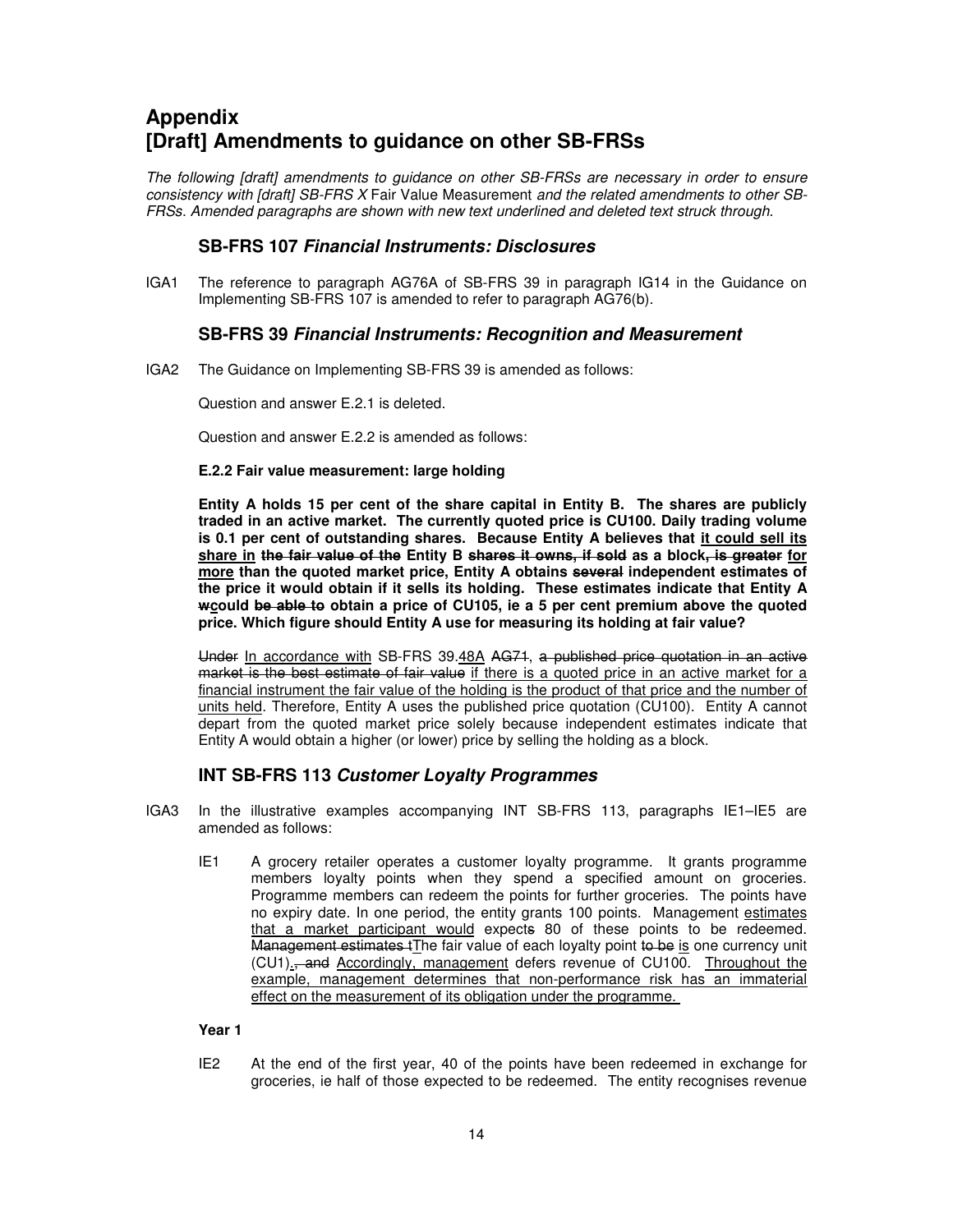# Appendix
# [Draft] Amendments to guidance on other SB-FRSs

*The following [draft] amendments to guidance on other SB-FRSs are necessary in order to ensure consistency with [draft] SB-FRS X* Fair Value Measurement *and the related amendments to other SB-FRSs. Amended paragraphs are shown with new text underlined and deleted text struck through.*

## SB-FRS 107 *Financial Instruments: Disclosures*

IGA1 The reference to paragraph AG76A of SB-FRS 39 in paragraph IG14 in the Guidance on Implementing SB-FRS 107 is amended to refer to paragraph AG76(b).

## SB-FRS 39 *Financial Instruments: Recognition and Measurement*

IGA2 The Guidance on Implementing SB-FRS 39 is amended as follows:

Question and answer E.2.1 is deleted.

Question and answer E.2.2 is amended as follows:

**E.2.2 Fair value measurement: large holding**

**Entity A holds 15 per cent of the share capital in Entity B. The shares are publicly traded in an active market. The currently quoted price is CU100. Daily trading volume is 0.1 per cent of outstanding shares. Because Entity A believes that <u>it could sell its share in</u> ~~the fair value of the~~ Entity B ~~shares it owns, if sold~~ as a block~~, is greater~~ <u>for more</u> than the quoted market price, Entity A obtains ~~several~~ independent estimates of the price it would obtain if it sells its holding. These estimates indicate that Entity A ~~w~~<u>c</u>ould ~~be able to~~ obtain a price of CU105, ie a 5 per cent premium above the quoted price. Which figure should Entity A use for measuring its holding at fair value?**

~~Under~~ <u>In accordance with</u> SB-FRS 39.<u>48A</u> ~~AG71~~, ~~a published price quotation in an active market is the best estimate of fair value~~ <u>if there is a quoted price in an active market for a financial instrument the fair value of the holding is the product of that price and the number of units held</u>. Therefore, Entity A uses the published price quotation (CU100). Entity A cannot depart from the quoted market price solely because independent estimates indicate that Entity A would obtain a higher (or lower) price by selling the holding as a block.

## INT SB-FRS 113 *Customer Loyalty Programmes*

IGA3 In the illustrative examples accompanying INT SB-FRS 113, paragraphs IE1–IE5 are amended as follows:

IE1 A grocery retailer operates a customer loyalty programme. It grants programme members loyalty points when they spend a specified amount on groceries. Programme members can redeem the points for further groceries. The points have no expiry date. In one period, the entity grants 100 points. Management <u>estimates that a market participant would</u> expect~~s~~ 80 of these points to be redeemed. ~~Management estimates t~~<u>T</u>he fair value of each loyalty point ~~to be~~ <u>is</u> one currency unit (CU1)<u>.</u>~~, and~~ <u>Accordingly, management</u> defers revenue of CU100. <u>Throughout the example, management determines that non-performance risk has an immaterial effect on the measurement of its obligation under the programme.</u>

**Year 1**

IE2 At the end of the first year, 40 of the points have been redeemed in exchange for groceries, ie half of those expected to be redeemed. The entity recognises revenue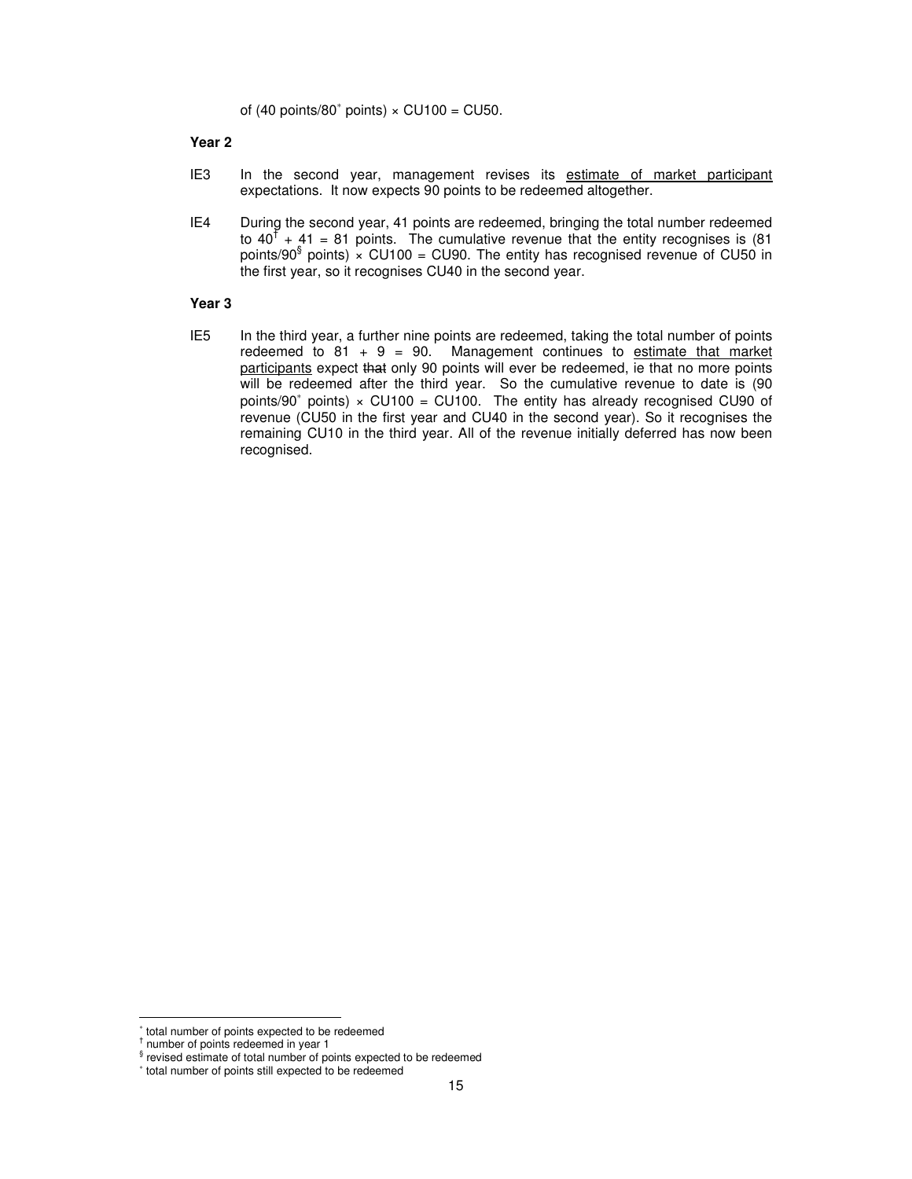of (40 points/80[*] points) × CU100 = CU50.

**Year 2**

IE3 In the second year, management revises its <u>estimate of market participant</u> expectations. It now expects 90 points to be redeemed altogether.

IE4 During the second year, 41 points are redeemed, bringing the total number redeemed to 40[†] + 41 = 81 points. The cumulative revenue that the entity recognises is (81 points/90[§] points) × CU100 = CU90. The entity has recognised revenue of CU50 in the first year, so it recognises CU40 in the second year.

**Year 3**

IE5 In the third year, a further nine points are redeemed, taking the total number of points redeemed to 81 + 9 = 90. Management continues to <u>estimate that market participants</u> expect ~~that~~ only 90 points will ever be redeemed, ie that no more points will be redeemed after the third year. So the cumulative revenue to date is (90 points/90[*] points) × CU100 = CU100. The entity has already recognised CU90 of revenue (CU50 in the first year and CU40 in the second year). So it recognises the remaining CU10 in the third year. All of the revenue initially deferred has now been recognised.

---

[*] total number of points expected to be redeemed
[†] number of points redeemed in year 1
[§] revised estimate of total number of points expected to be redeemed
[*] total number of points still expected to be redeemed